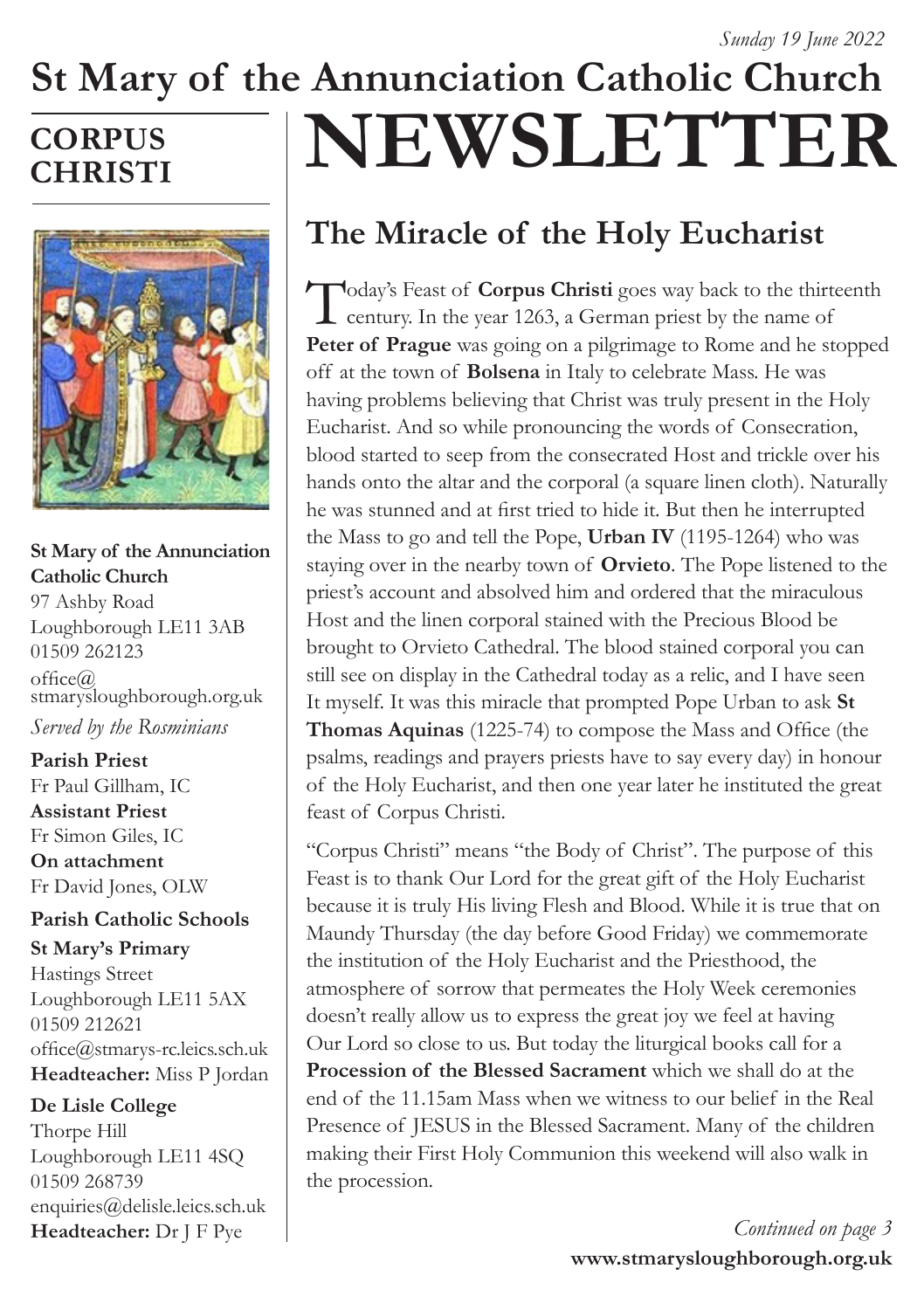*Sunday 19 June 2022*

# St Mary of the Annunciation Catholic Church

# NEWSLETTER

## CORPUS CHRISTI

**St Mary of the Annunciation Catholic Church**
97 Ashby Road
Loughborough LE11 3AB
01509 262123
office@stmarysloughborough.org.uk

*Served by the Rosminians*

**Parish Priest**
Fr Paul Gillham, IC
**Assistant Priest**
Fr Simon Giles, IC
**On attachment**
Fr David Jones, OLW

**Parish Catholic Schools**

**St Mary's Primary**
Hastings Street
Loughborough LE11 5AX
01509 212621
office@stmarys-rc.leics.sch.uk
**Headteacher:** Miss P Jordan

**De Lisle College**
Thorpe Hill
Loughborough LE11 4SQ
01509 268739
enquiries@delisle.leics.sch.uk
**Headteacher:** Dr J F Pye

## The Miracle of the Holy Eucharist

Today's Feast of **Corpus Christi** goes way back to the thirteenth century. In the year 1263, a German priest by the name of **Peter of Prague** was going on a pilgrimage to Rome and he stopped off at the town of **Bolsena** in Italy to celebrate Mass. He was having problems believing that Christ was truly present in the Holy Eucharist. And so while pronouncing the words of Consecration, blood started to seep from the consecrated Host and trickle over his hands onto the altar and the corporal (a square linen cloth). Naturally he was stunned and at first tried to hide it. But then he interrupted the Mass to go and tell the Pope, **Urban IV** (1195-1264) who was staying over in the nearby town of **Orvieto**. The Pope listened to the priest's account and absolved him and ordered that the miraculous Host and the linen corporal stained with the Precious Blood be brought to Orvieto Cathedral. The blood stained corporal you can still see on display in the Cathedral today as a relic, and I have seen It myself. It was this miracle that prompted Pope Urban to ask **St Thomas Aquinas** (1225-74) to compose the Mass and Office (the psalms, readings and prayers priests have to say every day) in honour of the Holy Eucharist, and then one year later he instituted the great feast of Corpus Christi.

"Corpus Christi" means "the Body of Christ". The purpose of this Feast is to thank Our Lord for the great gift of the Holy Eucharist because it is truly His living Flesh and Blood. While it is true that on Maundy Thursday (the day before Good Friday) we commemorate the institution of the Holy Eucharist and the Priesthood, the atmosphere of sorrow that permeates the Holy Week ceremonies doesn't really allow us to express the great joy we feel at having Our Lord so close to us. But today the liturgical books call for a **Procession of the Blessed Sacrament** which we shall do at the end of the 11.15am Mass when we witness to our belief in the Real Presence of JESUS in the Blessed Sacrament. Many of the children making their First Holy Communion this weekend will also walk in the procession.

*Continued on page 3*

**www.stmarysloughborough.org.uk**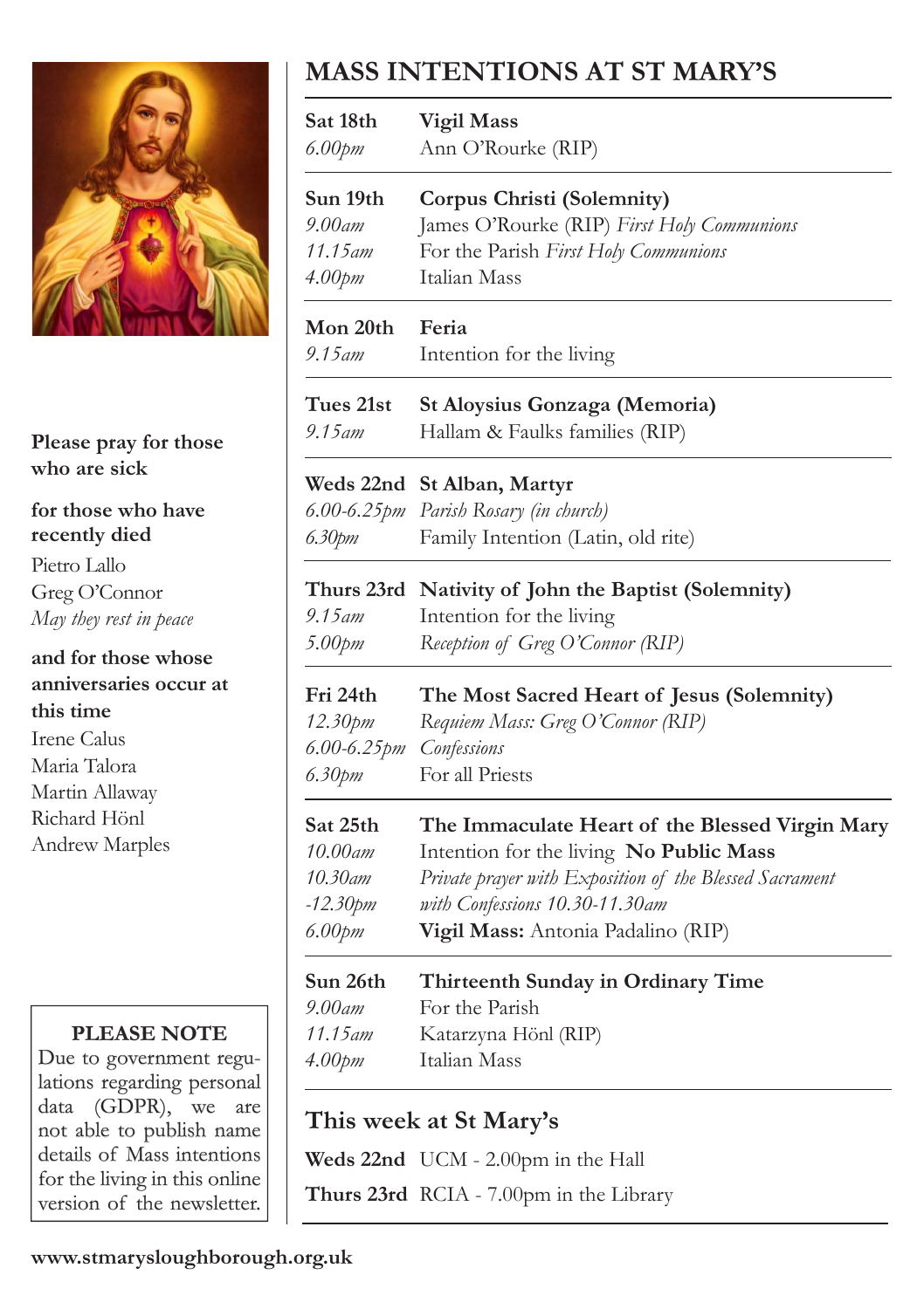# MASS INTENTIONS AT ST MARY'S

| | |
|---|---|
| **Sat 18th** | **Vigil Mass** |
| *6.00pm* | Ann O'Rourke (RIP) |
| **Sun 19th** | **Corpus Christi (Solemnity)** |
| *9.00am* | James O'Rourke (RIP) *First Holy Communions* |
| *11.15am* | For the Parish *First Holy Communions* |
| *4.00pm* | Italian Mass |
| **Mon 20th** | **Feria** |
| *9.15am* | Intention for the living |
| **Tues 21st** | **St Aloysius Gonzaga (Memoria)** |
| *9.15am* | Hallam & Faulks families (RIP) |
| **Weds 22nd** | **St Alban, Martyr** |
| *6.00-6.25pm* | *Parish Rosary (in church)* |
| *6.30pm* | Family Intention (Latin, old rite) |
| **Thurs 23rd** | **Nativity of John the Baptist (Solemnity)** |
| *9.15am* | Intention for the living |
| *5.00pm* | *Reception of Greg O'Connor (RIP)* |
| **Fri 24th** | **The Most Sacred Heart of Jesus (Solemnity)** |
| *12.30pm* | *Requiem Mass: Greg O'Connor (RIP)* |
| *6.00-6.25pm* | *Confessions* |
| *6.30pm* | For all Priests |
| **Sat 25th** | **The Immaculate Heart of the Blessed Virgin Mary** |
| *10.00am* | Intention for the living **No Public Mass** |
| *10.30am -12.30pm* | *Private prayer with Exposition of the Blessed Sacrament with Confessions 10.30-11.30am* |
| *6.00pm* | **Vigil Mass:** Antonia Padalino (RIP) |
| **Sun 26th** | **Thirteenth Sunday in Ordinary Time** |
| *9.00am* | For the Parish |
| *11.15am* | Katarzyna Hönl (RIP) |
| *4.00pm* | Italian Mass |

## This week at St Mary's

**Weds 22nd** UCM - 2.00pm in the Hall

**Thurs 23rd** RCIA - 7.00pm in the Library

**Please pray for those who are sick**

**for those who have recently died**

Pietro Lallo
Greg O'Connor
*May they rest in peace*

**and for those whose anniversaries occur at this time**

Irene Calus
Maria Talora
Martin Allaway
Richard Hönl
Andrew Marples

**PLEASE NOTE**

Due to government regulations regarding personal data (GDPR), we are not able to publish name details of Mass intentions for the living in this online version of the newsletter.

**www.stmarysloughborough.org.uk**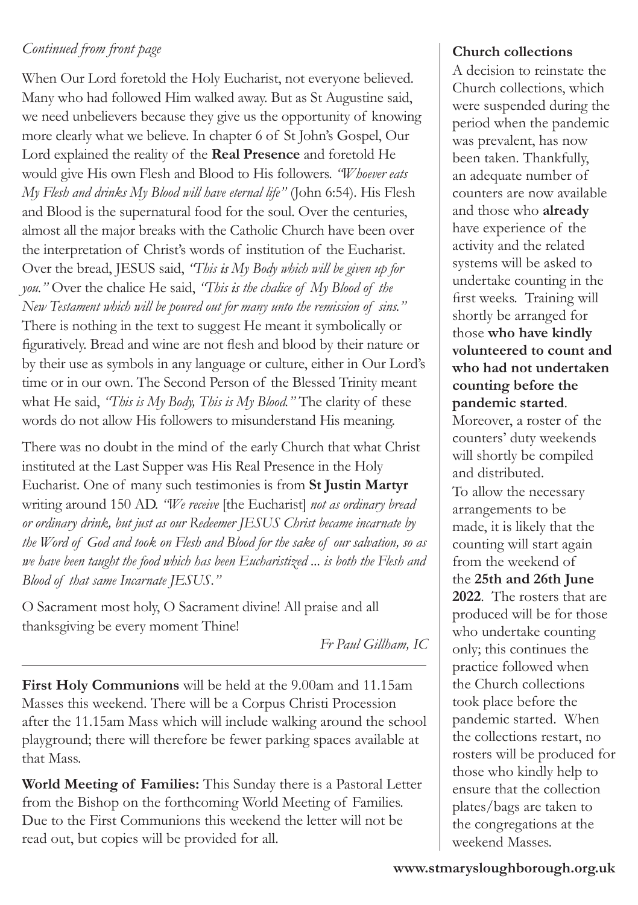*Continued from front page*

When Our Lord foretold the Holy Eucharist, not everyone believed. Many who had followed Him walked away. But as St Augustine said, we need unbelievers because they give us the opportunity of knowing more clearly what we believe. In chapter 6 of St John's Gospel, Our Lord explained the reality of the **Real Presence** and foretold He would give His own Flesh and Blood to His followers. *"Whoever eats My Flesh and drinks My Blood will have eternal life"* (John 6:54). His Flesh and Blood is the supernatural food for the soul. Over the centuries, almost all the major breaks with the Catholic Church have been over the interpretation of Christ's words of institution of the Eucharist. Over the bread, JESUS said, *"This is My Body which will be given up for you."* Over the chalice He said, *"This is the chalice of My Blood of the New Testament which will be poured out for many unto the remission of sins."* There is nothing in the text to suggest He meant it symbolically or figuratively. Bread and wine are not flesh and blood by their nature or by their use as symbols in any language or culture, either in Our Lord's time or in our own. The Second Person of the Blessed Trinity meant what He said, *"This is My Body, This is My Blood."* The clarity of these words do not allow His followers to misunderstand His meaning.

There was no doubt in the mind of the early Church that what Christ instituted at the Last Supper was His Real Presence in the Holy Eucharist. One of many such testimonies is from **St Justin Martyr** writing around 150 AD. *"We receive* [the Eucharist] *not as ordinary bread or ordinary drink, but just as our Redeemer JESUS Christ became incarnate by the Word of God and took on Flesh and Blood for the sake of our salvation, so as we have been taught the food which has been Eucharistized ... is both the Flesh and Blood of that same Incarnate JESUS."*

O Sacrament most holy, O Sacrament divine! All praise and all thanksgiving be every moment Thine!

*Fr Paul Gillham, IC*

---

**First Holy Communions** will be held at the 9.00am and 11.15am Masses this weekend. There will be a Corpus Christi Procession after the 11.15am Mass which will include walking around the school playground; there will therefore be fewer parking spaces available at that Mass.

**World Meeting of Families:** This Sunday there is a Pastoral Letter from the Bishop on the forthcoming World Meeting of Families. Due to the First Communions this weekend the letter will not be read out, but copies will be provided for all.

**Church collections**

A decision to reinstate the Church collections, which were suspended during the period when the pandemic was prevalent, has now been taken. Thankfully, an adequate number of counters are now available and those who **already** have experience of the activity and the related systems will be asked to undertake counting in the first weeks. Training will shortly be arranged for those **who have kindly volunteered to count and who had not undertaken counting before the pandemic started**.

Moreover, a roster of the counters' duty weekends will shortly be compiled and distributed.

To allow the necessary arrangements to be made, it is likely that the counting will start again from the weekend of the **25th and 26th June 2022**. The rosters that are produced will be for those who undertake counting only; this continues the practice followed when the Church collections took place before the pandemic started. When the collections restart, no rosters will be produced for those who kindly help to ensure that the collection plates/bags are taken to the congregations at the weekend Masses.

**www.stmarysloughborough.org.uk**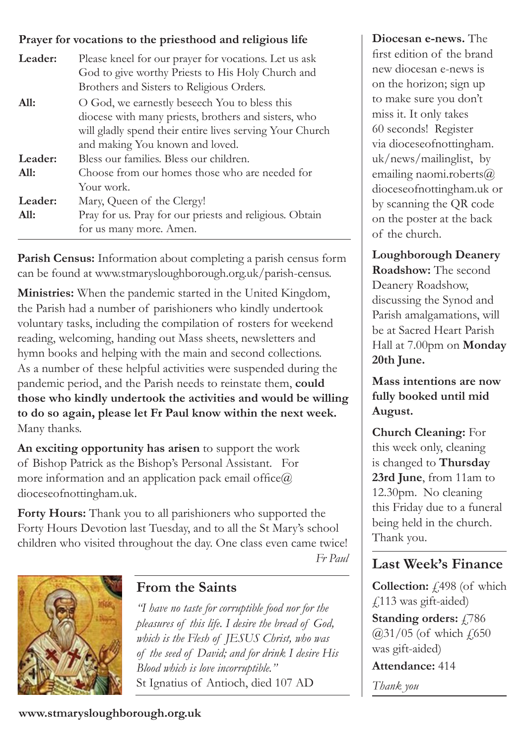**Prayer for vocations to the priesthood and religious life**

| | |
|---|---|
| **Leader:** | Please kneel for our prayer for vocations. Let us ask God to give worthy Priests to His Holy Church and Brothers and Sisters to Religious Orders. |
| **All:** | O God, we earnestly beseech You to bless this diocese with many priests, brothers and sisters, who will gladly spend their entire lives serving Your Church and making You known and loved. |
| **Leader:** | Bless our families. Bless our children. |
| **All:** | Choose from our homes those who are needed for Your work. |
| **Leader:** | Mary, Queen of the Clergy! |
| **All:** | Pray for us. Pray for our priests and religious. Obtain for us many more. Amen. |

**Parish Census:** Information about completing a parish census form can be found at www.stmarysloughborough.org.uk/parish-census.

**Ministries:** When the pandemic started in the United Kingdom, the Parish had a number of parishioners who kindly undertook voluntary tasks, including the compilation of rosters for weekend reading, welcoming, handing out Mass sheets, newsletters and hymn books and helping with the main and second collections. As a number of these helpful activities were suspended during the pandemic period, and the Parish needs to reinstate them, **could those who kindly undertook the activities and would be willing to do so again, please let Fr Paul know within the next week.** Many thanks.

**An exciting opportunity has arisen** to support the work of Bishop Patrick as the Bishop's Personal Assistant. For more information and an application pack email office@dioceseofnottingham.uk.

**Forty Hours:** Thank you to all parishioners who supported the Forty Hours Devotion last Tuesday, and to all the St Mary's school children who visited throughout the day. One class even came twice!

*Fr Paul*

## From the Saints

*"I have no taste for corruptible food nor for the pleasures of this life. I desire the bread of God, which is the Flesh of JESUS Christ, who was of the seed of David; and for drink I desire His Blood which is love incorruptible."*
St Ignatius of Antioch, died 107 AD

**Diocesan e-news.** The first edition of the brand new diocesan e-news is on the horizon; sign up to make sure you don't miss it. It only takes 60 seconds! Register via dioceseofnottingham.uk/news/mailinglist, by emailing naomi.roberts@dioceseofnottingham.uk or by scanning the QR code on the poster at the back of the church.

**Loughborough Deanery Roadshow:** The second Deanery Roadshow, discussing the Synod and Parish amalgamations, will be at Sacred Heart Parish Hall at 7.00pm on **Monday 20th June.**

**Mass intentions are now fully booked until mid August.**

**Church Cleaning:** For this week only, cleaning is changed to **Thursday 23rd June**, from 11am to 12.30pm. No cleaning this Friday due to a funeral being held in the church. Thank you.

## Last Week's Finance

**Collection:** £498 (of which £113 was gift-aided)

**Standing orders:** £786 @31/05 (of which £650 was gift-aided)

**Attendance:** 414

*Thank you*

**www.stmarysloughborough.org.uk**